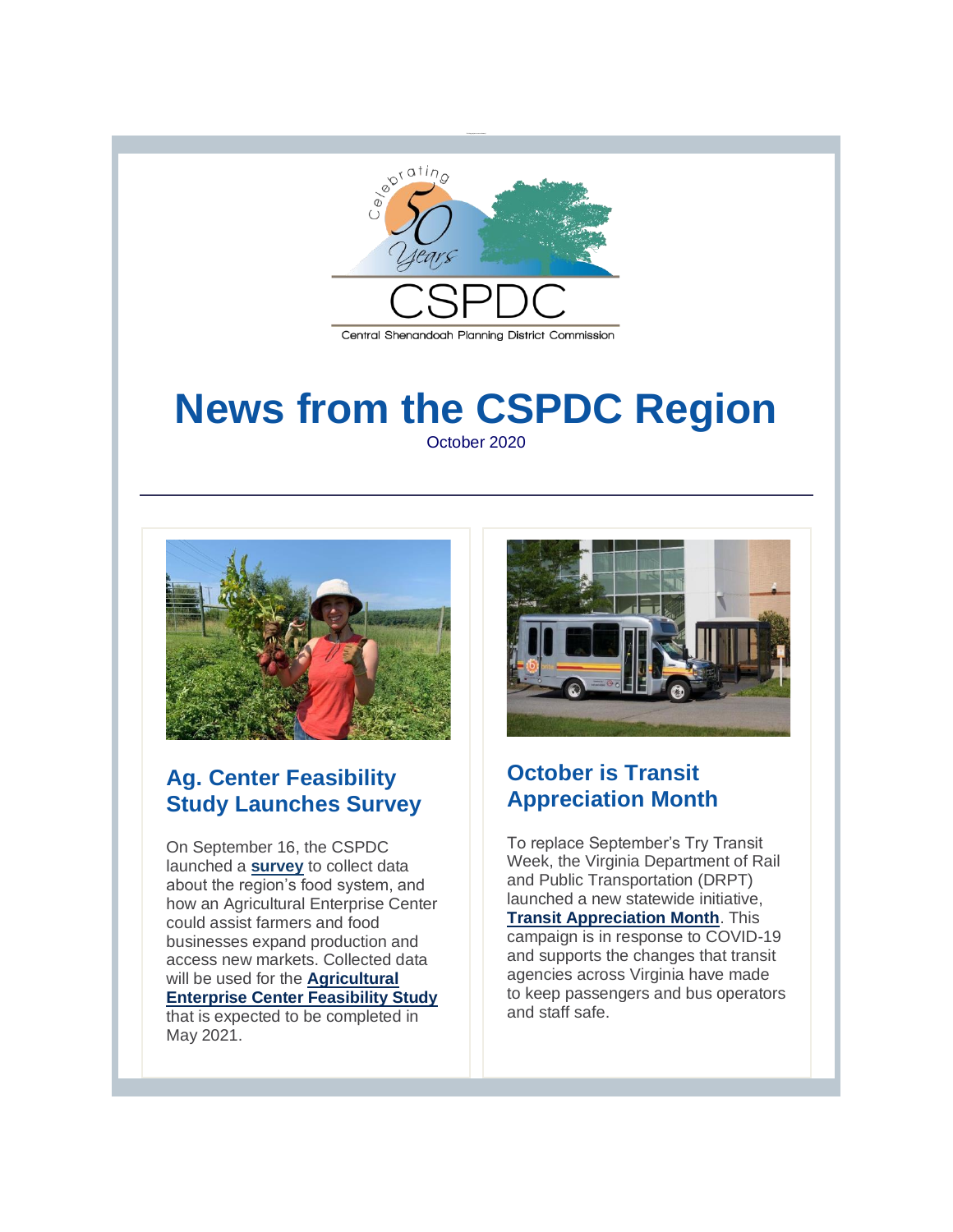# News from the CSPDC Region

October 2020

## Ag. Center Feasibility Study Launches Survey

On September 16, the CSPDC launched a **survey** to collect data about the region's food system, and how an Agricultural Enterprise Center could assist farmers and food businesses expand production and access new markets. Collected data will be used for the **Agricultural Enterprise Center Feasibility Study** that is expected to be completed in May 2021.

## October is Transit Appreciation Month

To replace September's Try Transit Week, the Virginia Department of Rail and Public Transportation (DRPT) launched a new statewide initiative, **Transit Appreciation Month**. This campaign is in response to COVID-19 and supports the changes that transit agencies across Virginia have made to keep passengers and bus operators and staff safe.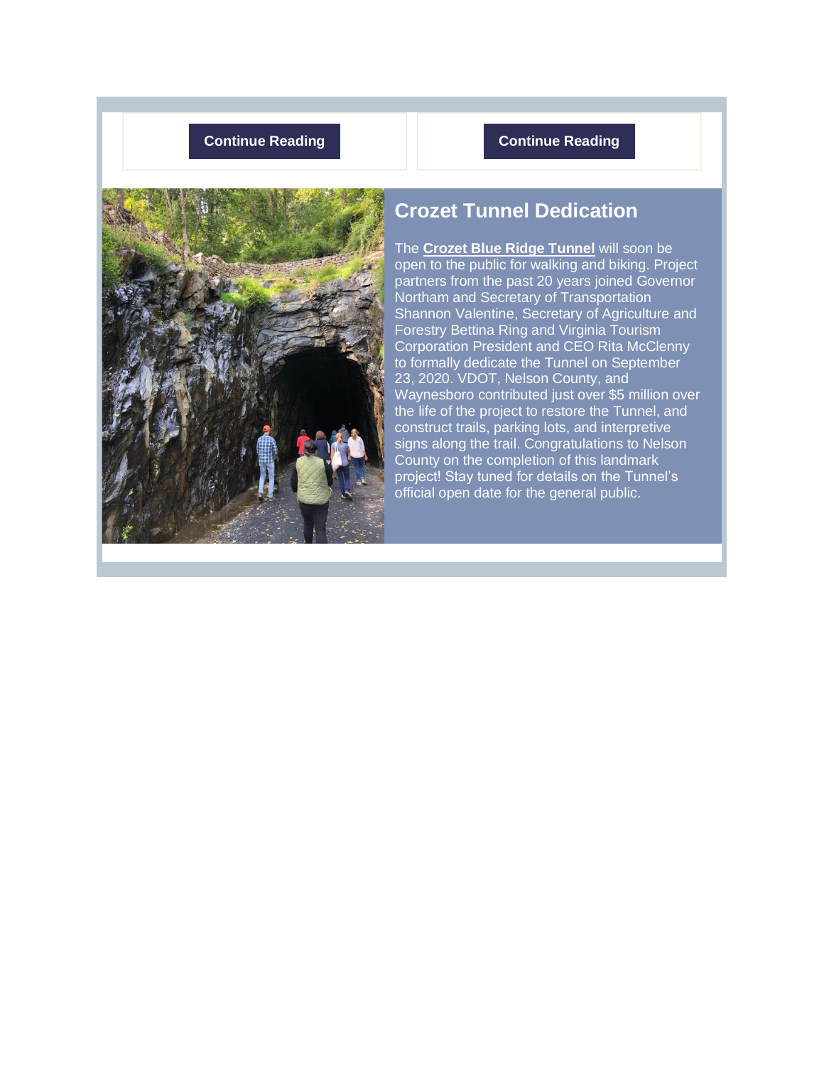**Continue Reading**

**Continue Reading**

## Crozet Tunnel Dedication

The **Crozet Blue Ridge Tunnel** will soon be open to the public for walking and biking. Project partners from the past 20 years joined Governor Northam and Secretary of Transportation Shannon Valentine, Secretary of Agriculture and Forestry Bettina Ring and Virginia Tourism Corporation President and CEO Rita McClenny to formally dedicate the Tunnel on September 23, 2020. VDOT, Nelson County, and Waynesboro contributed just over $5 million over the life of the project to restore the Tunnel, and construct trails, parking lots, and interpretive signs along the trail. Congratulations to Nelson County on the completion of this landmark project! Stay tuned for details on the Tunnel's official open date for the general public.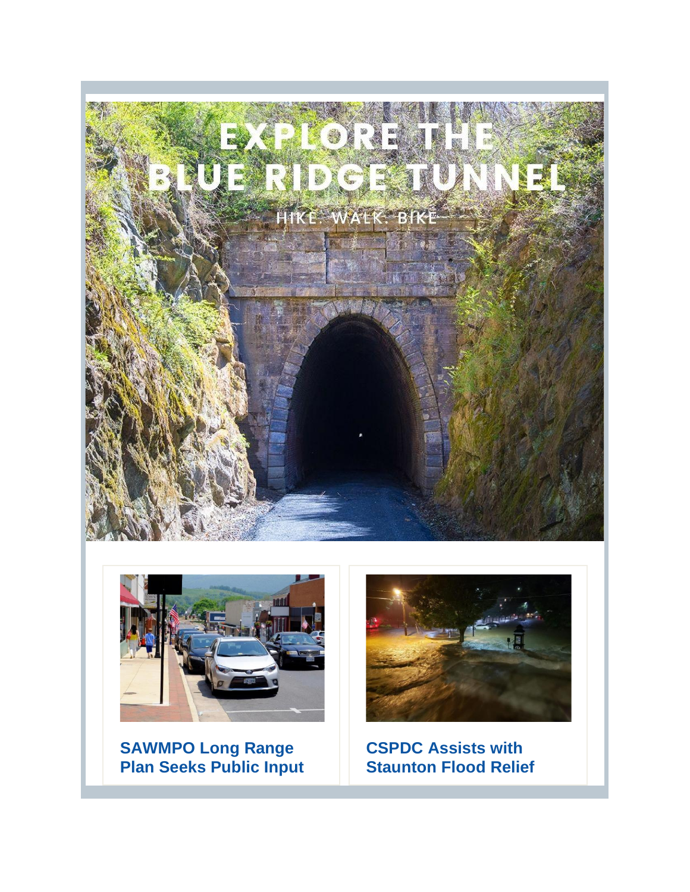# EXPLORE THE BLUE RIDGE TUNNEL

HIKE. WALK. BIKE

**SAWMPO Long Range Plan Seeks Public Input**

**CSPDC Assists with Staunton Flood Relief**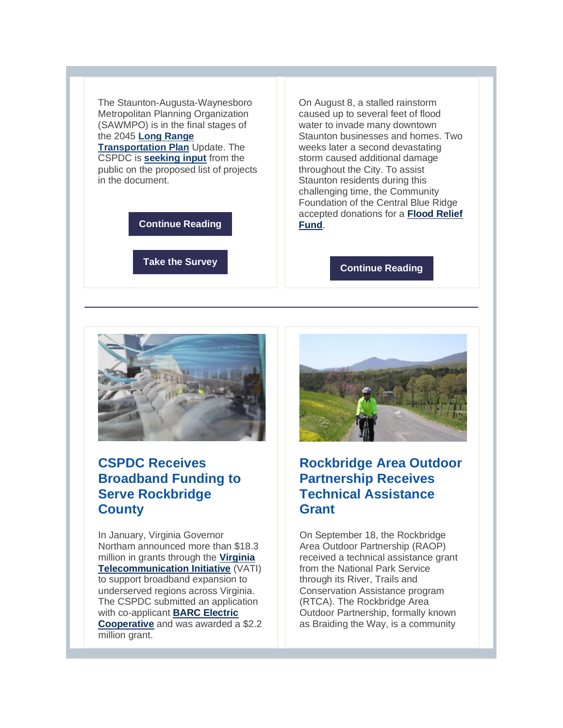The Staunton-Augusta-Waynesboro Metropolitan Planning Organization (SAWMPO) is in the final stages of the 2045 **Long Range Transportation Plan** Update. The CSPDC is **seeking input** from the public on the proposed list of projects in the document.

**Continue Reading**

**Take the Survey**

On August 8, a stalled rainstorm caused up to several feet of flood water to invade many downtown Staunton businesses and homes. Two weeks later a second devastating storm caused additional damage throughout the City. To assist Staunton residents during this challenging time, the Community Foundation of the Central Blue Ridge accepted donations for a **Flood Relief Fund**.

**Continue Reading**

---

## CSPDC Receives Broadband Funding to Serve Rockbridge County

In January, Virginia Governor Northam announced more than $18.3 million in grants through the **Virginia Telecommunication Initiative** (VATI) to support broadband expansion to underserved regions across Virginia. The CSPDC submitted an application with co-applicant **BARC Electric Cooperative** and was awarded a $2.2 million grant.

## Rockbridge Area Outdoor Partnership Receives Technical Assistance Grant

On September 18, the Rockbridge Area Outdoor Partnership (RAOP) received a technical assistance grant from the National Park Service through its River, Trails and Conservation Assistance program (RTCA). The Rockbridge Area Outdoor Partnership, formally known as Braiding the Way, is a community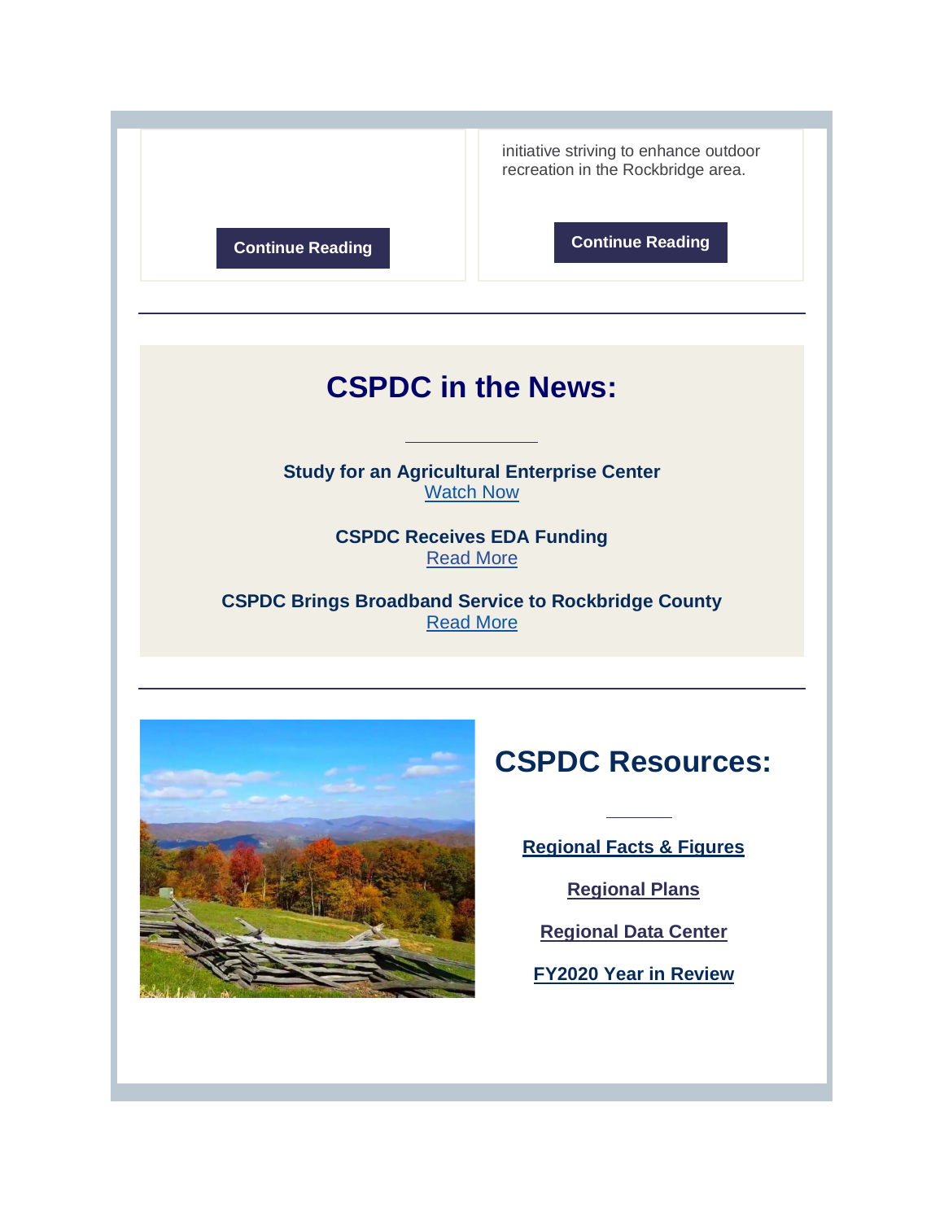Continue Reading

initiative striving to enhance outdoor recreation in the Rockbridge area.

Continue Reading

---

## CSPDC in the News:

**Study for an Agricultural Enterprise Center**
Watch Now

**CSPDC Receives EDA Funding**
Read More

**CSPDC Brings Broadband Service to Rockbridge County**
Read More

---

## CSPDC Resources:

**Regional Facts & Figures**

**Regional Plans**

**Regional Data Center**

**FY2020 Year in Review**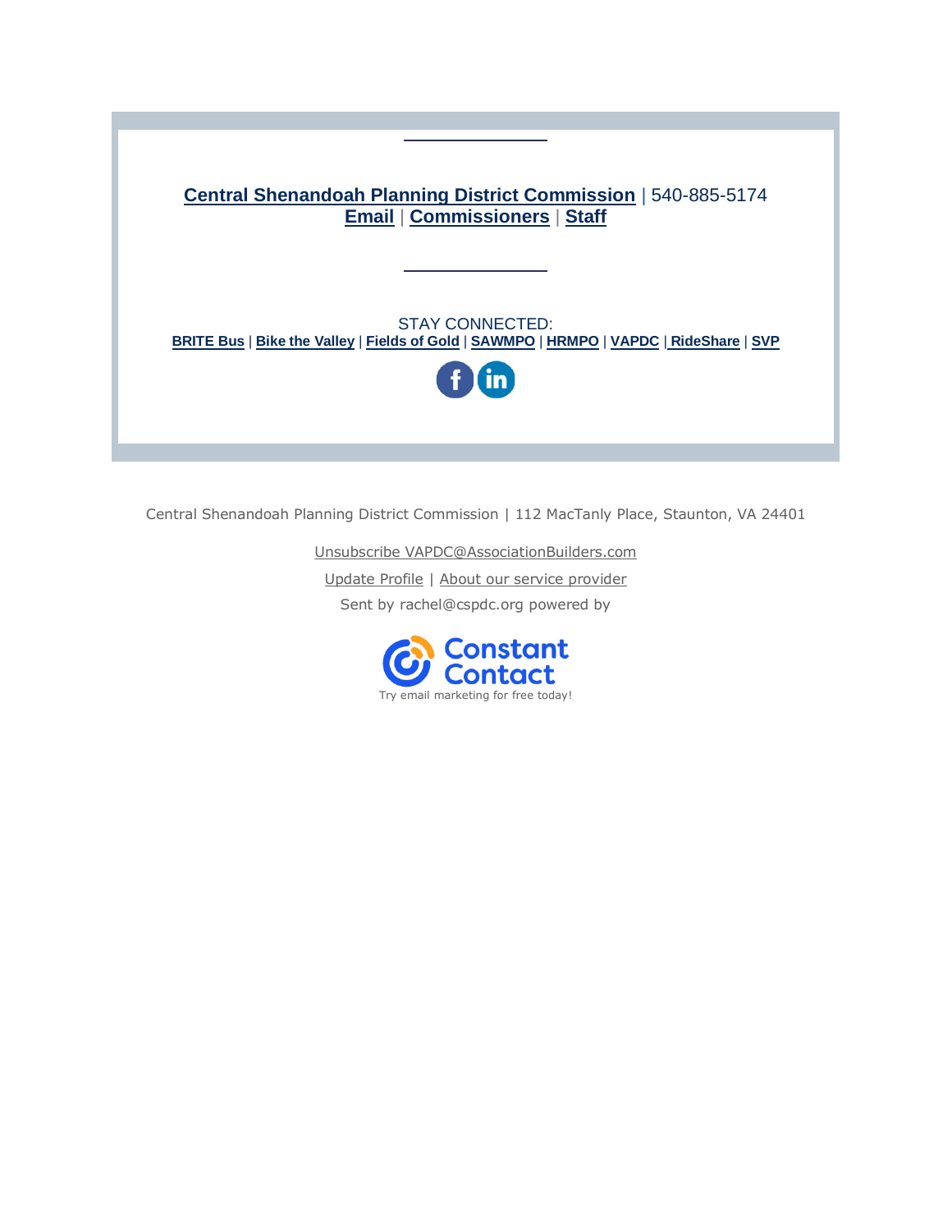---

**Central Shenandoah Planning District Commission** | 540-885-5174
**Email** | **Commissioners** | **Staff**

---

STAY CONNECTED:
**BRITE Bus** | **Bike the Valley** | **Fields of Gold** | **SAWMPO** | **HRMPO** | **VAPDC** | **RideShare** | **SVP**

Central Shenandoah Planning District Commission | 112 MacTanly Place, Staunton, VA 24401

Unsubscribe VAPDC@AssociationBuilders.com

Update Profile | About our service provider

Sent by rachel@cspdc.org powered by

Constant Contact
Try email marketing for free today!